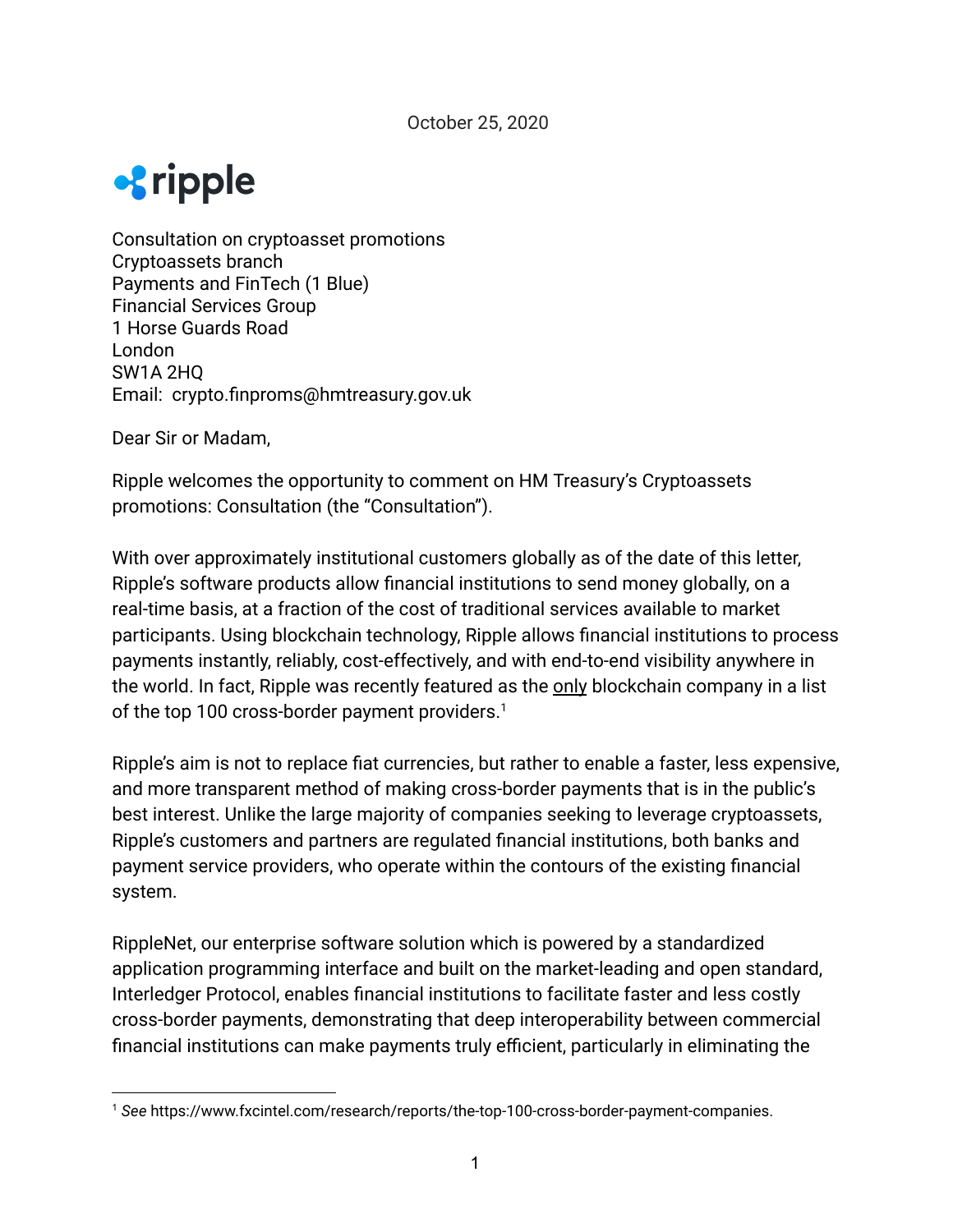October 25, 2020

ripple

Consultation on cryptoasset promotions
Cryptoassets branch
Payments and FinTech (1 Blue)
Financial Services Group
1 Horse Guards Road
London
SW1A 2HQ
Email: crypto.finproms@hmtreasury.gov.uk

Dear Sir or Madam,

Ripple welcomes the opportunity to comment on HM Treasury's Cryptoassets promotions: Consultation (the "Consultation").

With over approximately institutional customers globally as of the date of this letter, Ripple's software products allow financial institutions to send money globally, on a real-time basis, at a fraction of the cost of traditional services available to market participants. Using blockchain technology, Ripple allows financial institutions to process payments instantly, reliably, cost-effectively, and with end-to-end visibility anywhere in the world. In fact, Ripple was recently featured as the only blockchain company in a list of the top 100 cross-border payment providers.[1]

Ripple's aim is not to replace fiat currencies, but rather to enable a faster, less expensive, and more transparent method of making cross-border payments that is in the public's best interest. Unlike the large majority of companies seeking to leverage cryptoassets, Ripple's customers and partners are regulated financial institutions, both banks and payment service providers, who operate within the contours of the existing financial system.

RippleNet, our enterprise software solution which is powered by a standardized application programming interface and built on the market-leading and open standard, Interledger Protocol, enables financial institutions to facilitate faster and less costly cross-border payments, demonstrating that deep interoperability between commercial financial institutions can make payments truly efficient, particularly in eliminating the

---

[1] *See* https://www.fxcintel.com/research/reports/the-top-100-cross-border-payment-companies.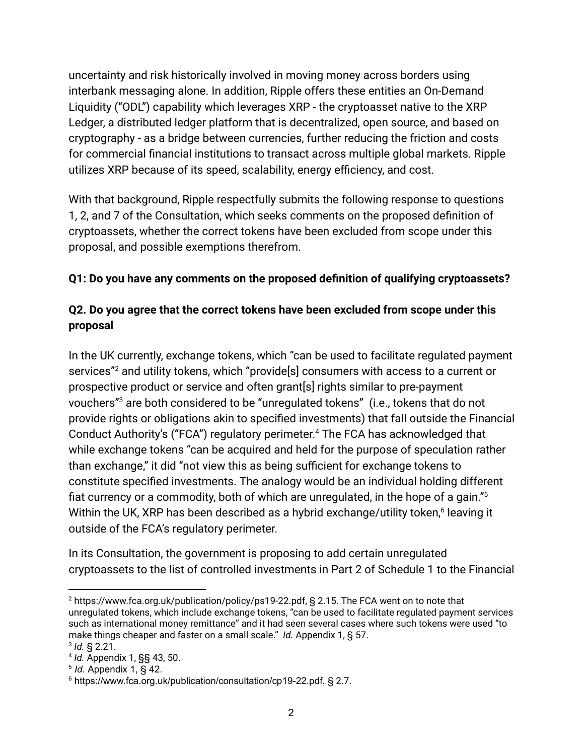uncertainty and risk historically involved in moving money across borders using interbank messaging alone. In addition, Ripple offers these entities an On-Demand Liquidity ("ODL") capability which leverages XRP - the cryptoasset native to the XRP Ledger, a distributed ledger platform that is decentralized, open source, and based on cryptography - as a bridge between currencies, further reducing the friction and costs for commercial financial institutions to transact across multiple global markets. Ripple utilizes XRP because of its speed, scalability, energy efficiency, and cost.

With that background, Ripple respectfully submits the following response to questions 1, 2, and 7 of the Consultation, which seeks comments on the proposed definition of cryptoassets, whether the correct tokens have been excluded from scope under this proposal, and possible exemptions therefrom.

**Q1: Do you have any comments on the proposed definition of qualifying cryptoassets?**

**Q2. Do you agree that the correct tokens have been excluded from scope under this proposal**

In the UK currently, exchange tokens, which "can be used to facilitate regulated payment services"[2] and utility tokens, which "provide[s] consumers with access to a current or prospective product or service and often grant[s] rights similar to pre-payment vouchers"[3] are both considered to be "unregulated tokens" (i.e., tokens that do not provide rights or obligations akin to specified investments) that fall outside the Financial Conduct Authority's ("FCA") regulatory perimeter.[4] The FCA has acknowledged that while exchange tokens "can be acquired and held for the purpose of speculation rather than exchange," it did "not view this as being sufficient for exchange tokens to constitute specified investments. The analogy would be an individual holding different fiat currency or a commodity, both of which are unregulated, in the hope of a gain."[5] Within the UK, XRP has been described as a hybrid exchange/utility token,[6] leaving it outside of the FCA's regulatory perimeter.

In its Consultation, the government is proposing to add certain unregulated cryptoassets to the list of controlled investments in Part 2 of Schedule 1 to the Financial

---

[2] https://www.fca.org.uk/publication/policy/ps19-22.pdf, § 2.15. The FCA went on to note that unregulated tokens, which include exchange tokens, "can be used to facilitate regulated payment services such as international money remittance" and it had seen several cases where such tokens were used "to make things cheaper and faster on a small scale." *Id.* Appendix 1, § 57.

[3] *Id.* § 2.21.

[4] *Id.* Appendix 1, §§ 43, 50.

[5] *Id.* Appendix 1, § 42.

[6] https://www.fca.org.uk/publication/consultation/cp19-22.pdf, § 2.7.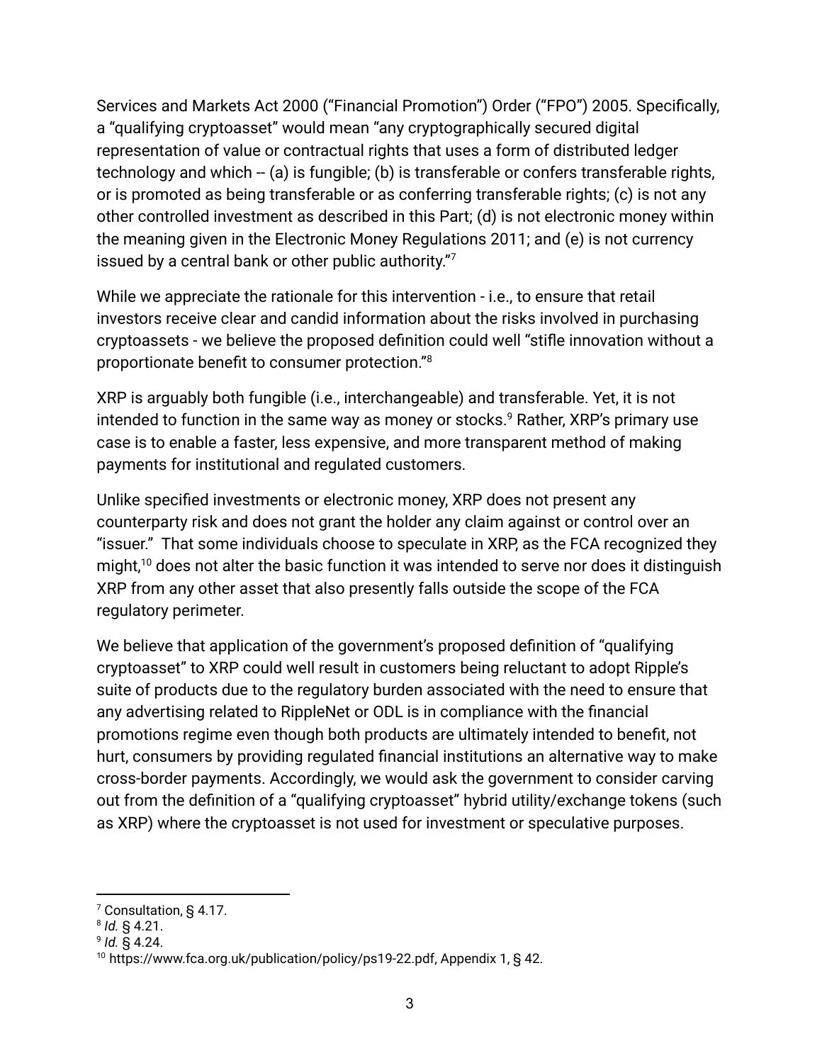Services and Markets Act 2000 ("Financial Promotion") Order ("FPO") 2005. Specifically, a "qualifying cryptoasset" would mean "any cryptographically secured digital representation of value or contractual rights that uses a form of distributed ledger technology and which -- (a) is fungible; (b) is transferable or confers transferable rights, or is promoted as being transferable or as conferring transferable rights; (c) is not any other controlled investment as described in this Part; (d) is not electronic money within the meaning given in the Electronic Money Regulations 2011; and (e) is not currency issued by a central bank or other public authority."[7]

While we appreciate the rationale for this intervention - i.e., to ensure that retail investors receive clear and candid information about the risks involved in purchasing cryptoassets - we believe the proposed definition could well "stifle innovation without a proportionate benefit to consumer protection."[8]

XRP is arguably both fungible (i.e., interchangeable) and transferable. Yet, it is not intended to function in the same way as money or stocks.[9] Rather, XRP's primary use case is to enable a faster, less expensive, and more transparent method of making payments for institutional and regulated customers.

Unlike specified investments or electronic money, XRP does not present any counterparty risk and does not grant the holder any claim against or control over an "issuer." That some individuals choose to speculate in XRP, as the FCA recognized they might,[10] does not alter the basic function it was intended to serve nor does it distinguish XRP from any other asset that also presently falls outside the scope of the FCA regulatory perimeter.

We believe that application of the government's proposed definition of "qualifying cryptoasset" to XRP could well result in customers being reluctant to adopt Ripple's suite of products due to the regulatory burden associated with the need to ensure that any advertising related to RippleNet or ODL is in compliance with the financial promotions regime even though both products are ultimately intended to benefit, not hurt, consumers by providing regulated financial institutions an alternative way to make cross-border payments. Accordingly, we would ask the government to consider carving out from the definition of a "qualifying cryptoasset" hybrid utility/exchange tokens (such as XRP) where the cryptoasset is not used for investment or speculative purposes.

---

[7] Consultation, § 4.17.

[8] *Id.* § 4.21.

[9] *Id.* § 4.24.

[10] https://www.fca.org.uk/publication/policy/ps19-22.pdf, Appendix 1, § 42.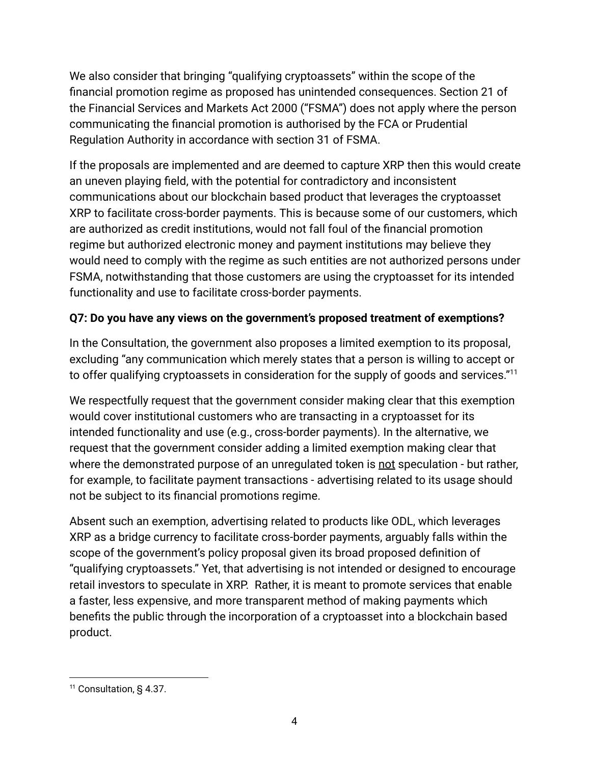We also consider that bringing "qualifying cryptoassets" within the scope of the financial promotion regime as proposed has unintended consequences. Section 21 of the Financial Services and Markets Act 2000 ("FSMA") does not apply where the person communicating the financial promotion is authorised by the FCA or Prudential Regulation Authority in accordance with section 31 of FSMA.

If the proposals are implemented and are deemed to capture XRP then this would create an uneven playing field, with the potential for contradictory and inconsistent communications about our blockchain based product that leverages the cryptoasset XRP to facilitate cross-border payments. This is because some of our customers, which are authorized as credit institutions, would not fall foul of the financial promotion regime but authorized electronic money and payment institutions may believe they would need to comply with the regime as such entities are not authorized persons under FSMA, notwithstanding that those customers are using the cryptoasset for its intended functionality and use to facilitate cross-border payments.

**Q7: Do you have any views on the government's proposed treatment of exemptions?**

In the Consultation, the government also proposes a limited exemption to its proposal, excluding "any communication which merely states that a person is willing to accept or to offer qualifying cryptoassets in consideration for the supply of goods and services."[11]

We respectfully request that the government consider making clear that this exemption would cover institutional customers who are transacting in a cryptoasset for its intended functionality and use (e.g., cross-border payments). In the alternative, we request that the government consider adding a limited exemption making clear that where the demonstrated purpose of an unregulated token is <u>not</u> speculation - but rather, for example, to facilitate payment transactions - advertising related to its usage should not be subject to its financial promotions regime.

Absent such an exemption, advertising related to products like ODL, which leverages XRP as a bridge currency to facilitate cross-border payments, arguably falls within the scope of the government's policy proposal given its broad proposed definition of "qualifying cryptoassets." Yet, that advertising is not intended or designed to encourage retail investors to speculate in XRP. Rather, it is meant to promote services that enable a faster, less expensive, and more transparent method of making payments which benefits the public through the incorporation of a cryptoasset into a blockchain based product.

---

[11] Consultation, § 4.37.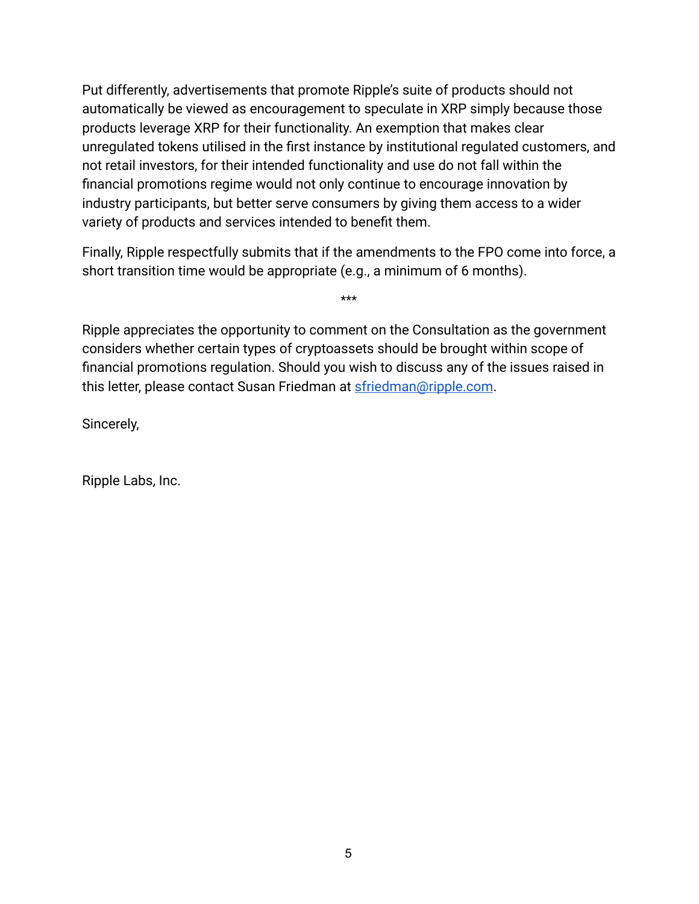Put differently, advertisements that promote Ripple's suite of products should not automatically be viewed as encouragement to speculate in XRP simply because those products leverage XRP for their functionality. An exemption that makes clear unregulated tokens utilised in the first instance by institutional regulated customers, and not retail investors, for their intended functionality and use do not fall within the financial promotions regime would not only continue to encourage innovation by industry participants, but better serve consumers by giving them access to a wider variety of products and services intended to benefit them.

Finally, Ripple respectfully submits that if the amendments to the FPO come into force, a short transition time would be appropriate (e.g., a minimum of 6 months).

***

Ripple appreciates the opportunity to comment on the Consultation as the government considers whether certain types of cryptoassets should be brought within scope of financial promotions regulation. Should you wish to discuss any of the issues raised in this letter, please contact Susan Friedman at sfriedman@ripple.com.

Sincerely,

Ripple Labs, Inc.